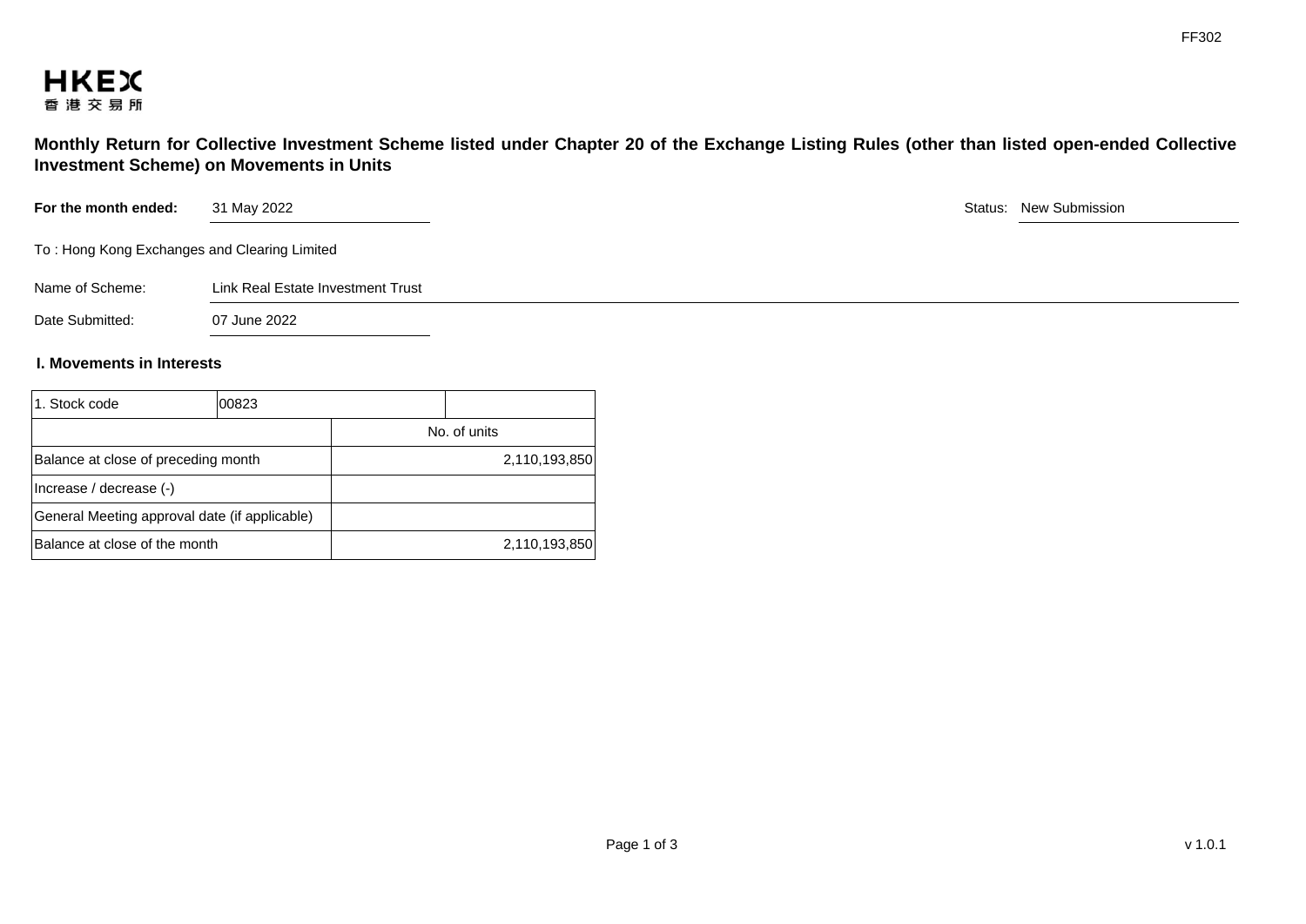# Monthly Return for Collective Investment Scheme listed under Chapter 20 of the Exchange Listing Rules (other than listed open-ended Collective Investment Scheme) on Movements in Units

**For the month ended:** 31 May 2022

Status: New Submission

To : Hong Kong Exchanges and Clearing Limited

Name of Scheme: Link Real Estate Investment Trust

Date Submitted: 07 June 2022

## I. Movements in Interests

| 1. Stock code | 00823 |
|---|---|
| | No. of units |
| Balance at close of preceding month | 2,110,193,850 |
| Increase / decrease (-) | |
| General Meeting approval date (if applicable) | |
| Balance at close of the month | 2,110,193,850 |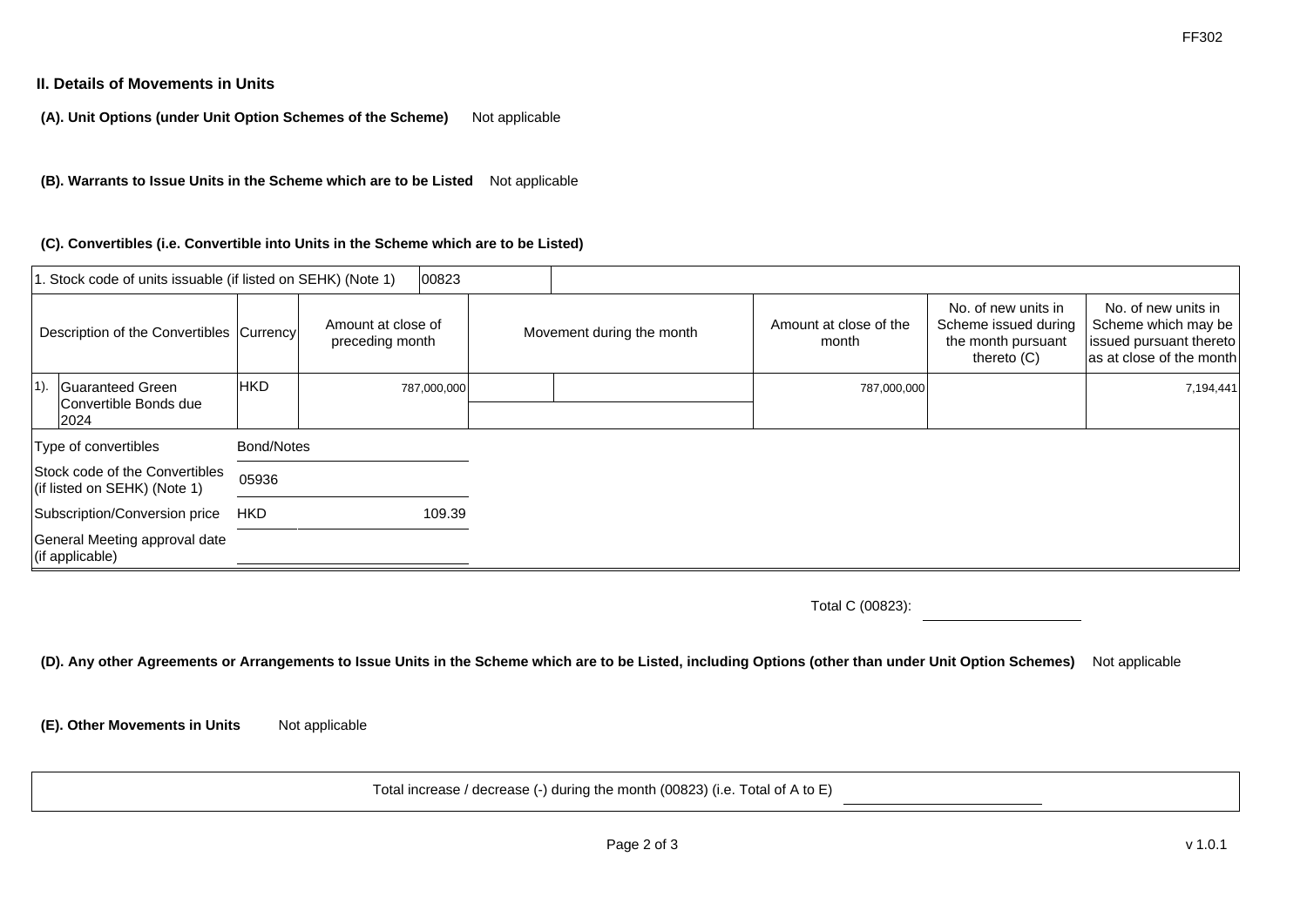## II. Details of Movements in Units

**(A). Unit Options (under Unit Option Schemes of the Scheme)** Not applicable

**(B). Warrants to Issue Units in the Scheme which are to be Listed** Not applicable

**(C). Convertibles (i.e. Convertible into Units in the Scheme which are to be Listed)**

| 1. Stock code of units issuable (if listed on SEHK) (Note 1) | | 00823 | | | | |
|---|---|---|---|---|---|---|
| Description of the Convertibles | Currency | Amount at close of preceding month | Movement during the month | Amount at close of the month | No. of new units in Scheme issued during the month pursuant thereto (C) | No. of new units in Scheme which may be issued pursuant thereto as at close of the month |
| 1). Guaranteed Green Convertible Bonds due 2024 | HKD | 787,000,000 | | 787,000,000 | | 7,194,441 |
| Type of convertibles | Bond/Notes | | | | | |
| Stock code of the Convertibles (if listed on SEHK) (Note 1) | 05936 | | | | | |
| Subscription/Conversion price | HKD | 109.39 | | | | |
| General Meeting approval date (if applicable) | | | | | | |

Total C (00823):

**(D). Any other Agreements or Arrangements to Issue Units in the Scheme which are to be Listed, including Options (other than under Unit Option Schemes)** Not applicable

**(E). Other Movements in Units** Not applicable

Total increase / decrease (-) during the month (00823) (i.e. Total of A to E)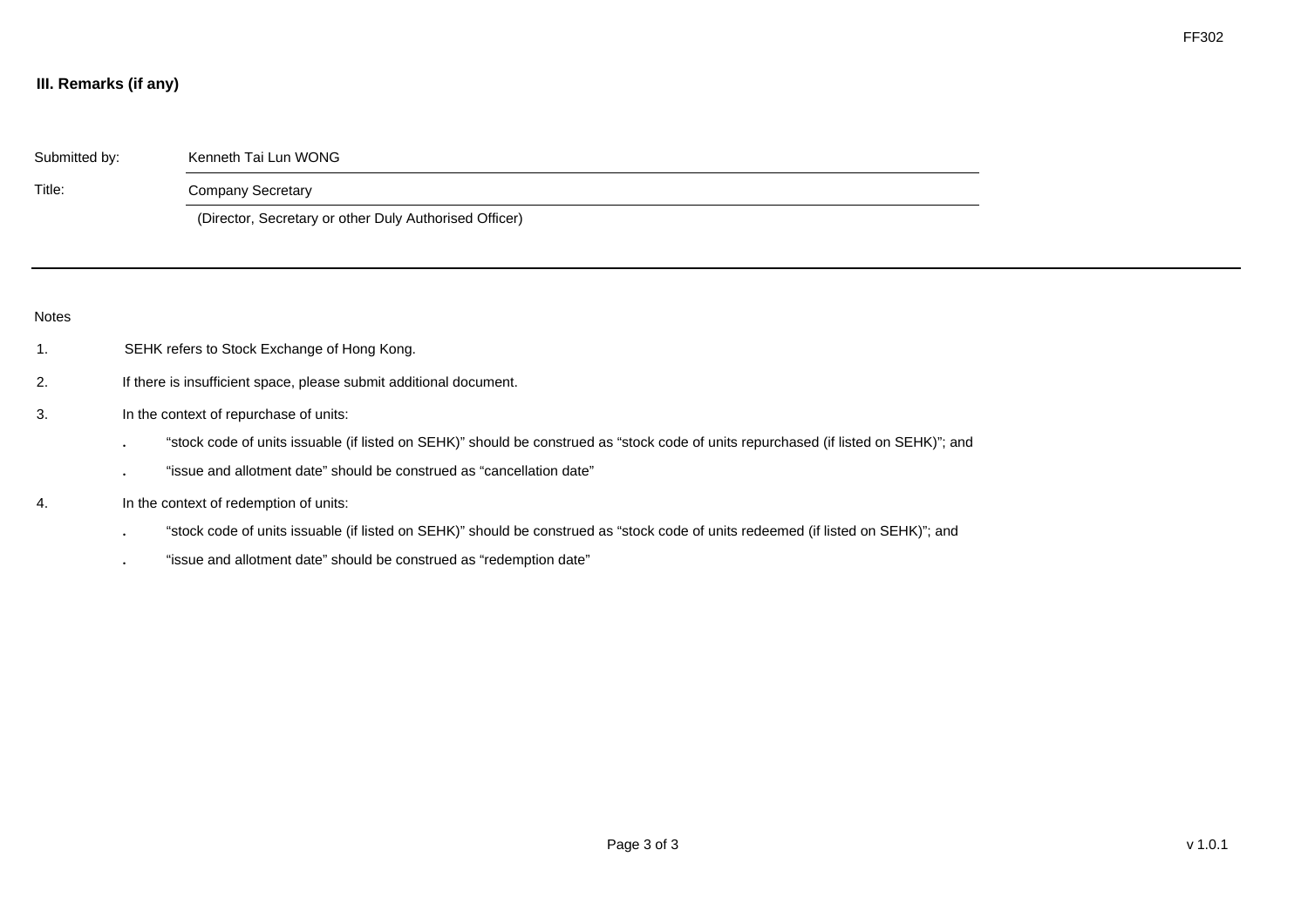### III. Remarks (if any)

Submitted by: Kenneth Tai Lun WONG

Title: Company Secretary

(Director, Secretary or other Duly Authorised Officer)

---

Notes

1. SEHK refers to Stock Exchange of Hong Kong.
2. If there is insufficient space, please submit additional document.
3. In the context of repurchase of units:
   - “stock code of units issuable (if listed on SEHK)” should be construed as “stock code of units repurchased (if listed on SEHK)”; and
   - “issue and allotment date” should be construed as “cancellation date”
4. In the context of redemption of units:
   - “stock code of units issuable (if listed on SEHK)” should be construed as “stock code of units redeemed (if listed on SEHK)”; and
   - “issue and allotment date” should be construed as “redemption date”